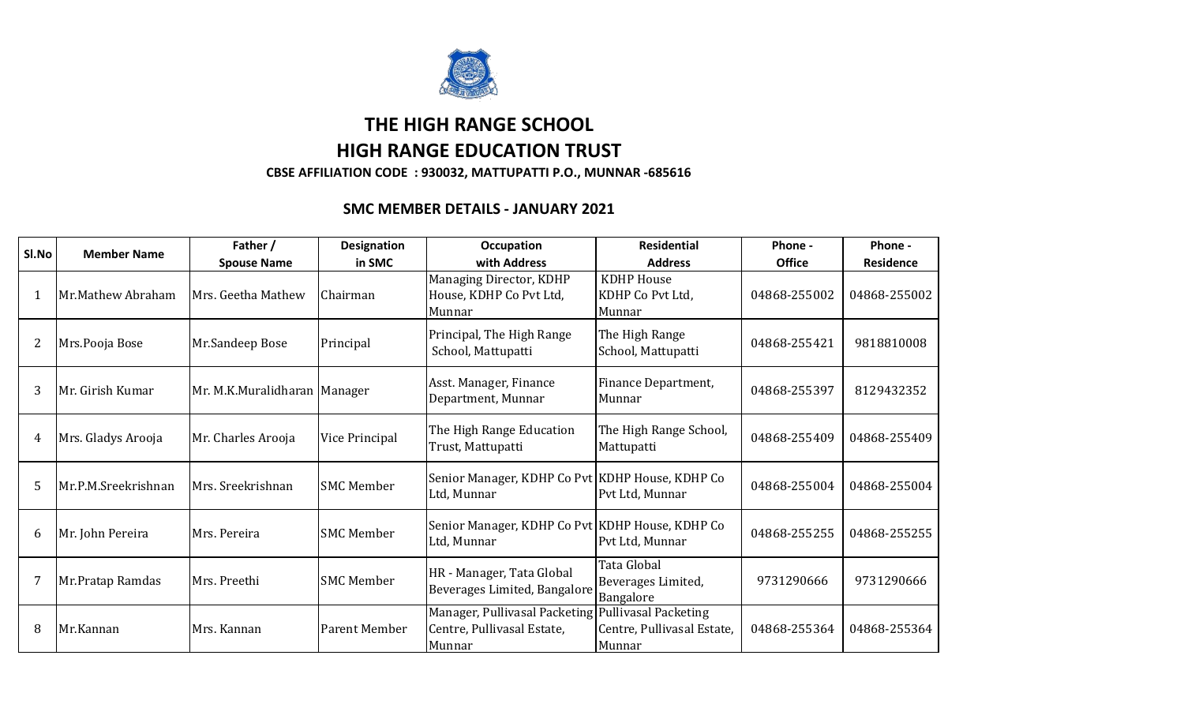# THE HIGH RANGE SCHOOL

# HIGH RANGE EDUCATION TRUST

**CBSE AFFILIATION CODE : 930032, MATTUPATTI P.O., MUNNAR -685616**

## SMC MEMBER DETAILS - JANUARY 2021

| Sl.No | Member Name | Father / Spouse Name | Designation in SMC | Occupation with Address | Residential Address | Phone - Office | Phone - Residence |
|---|---|---|---|---|---|---|---|
| 1 | Mr.Mathew Abraham | Mrs. Geetha Mathew | Chairman | Managing Director, KDHP House, KDHP Co Pvt Ltd, Munnar | KDHP House KDHP Co Pvt Ltd, Munnar | 04868-255002 | 04868-255002 |
| 2 | Mrs.Pooja Bose | Mr.Sandeep Bose | Principal | Principal, The High Range School, Mattupatti | The High Range School, Mattupatti | 04868-255421 | 9818810008 |
| 3 | Mr. Girish Kumar | Mr. M.K.Muralidharan | Manager | Asst. Manager, Finance Department, Munnar | Finance Department, Munnar | 04868-255397 | 8129432352 |
| 4 | Mrs. Gladys Arooja | Mr. Charles Arooja | Vice Principal | The High Range Education Trust, Mattupatti | The High Range School, Mattupatti | 04868-255409 | 04868-255409 |
| 5 | Mr.P.M.Sreekrishnan | Mrs. Sreekrishnan | SMC Member | Senior Manager, KDHP Co Pvt Ltd, Munnar | KDHP House, KDHP Co Pvt Ltd, Munnar | 04868-255004 | 04868-255004 |
| 6 | Mr. John Pereira | Mrs. Pereira | SMC Member | Senior Manager, KDHP Co Pvt Ltd, Munnar | KDHP House, KDHP Co Pvt Ltd, Munnar | 04868-255255 | 04868-255255 |
| 7 | Mr.Pratap Ramdas | Mrs. Preethi | SMC Member | HR - Manager, Tata Global Beverages Limited, Bangalore | Tata Global Beverages Limited, Bangalore | 9731290666 | 9731290666 |
| 8 | Mr.Kannan | Mrs. Kannan | Parent Member | Manager, Pullivasal Packeting Centre, Pullivasal Estate, Munnar | Pullivasal Packeting Centre, Pullivasal Estate, Munnar | 04868-255364 | 04868-255364 |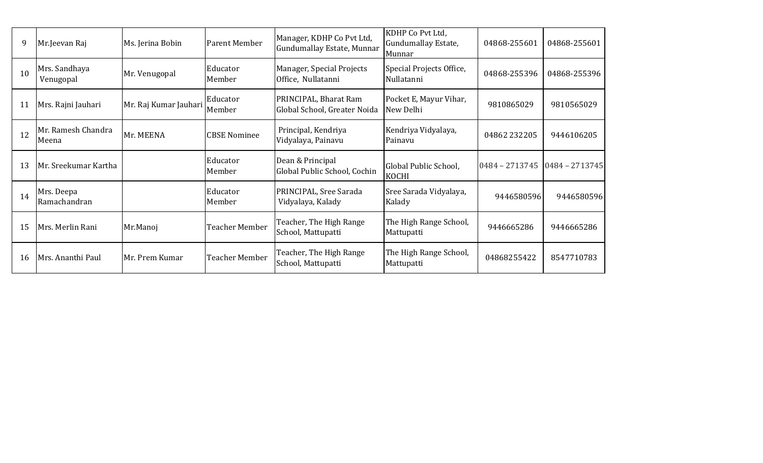| | | | | | | | |
|---|---|---|---|---|---|---|---|
| 9 | Mr.Jeevan Raj | Ms. Jerina Bobin | Parent Member | Manager, KDHP Co Pvt Ltd, Gundumallay Estate, Munnar | KDHP Co Pvt Ltd, Gundumallay Estate, Munnar | 04868-255601 | 04868-255601 |
| 10 | Mrs. Sandhaya Venugopal | Mr. Venugopal | Educator Member | Manager, Special Projects Office, Nullatanni | Special Projects Office, Nullatanni | 04868-255396 | 04868-255396 |
| 11 | Mrs. Rajni Jauhari | Mr. Raj Kumar Jauhari | Educator Member | PRINCIPAL, Bharat Ram Global School, Greater Noida | Pocket E, Mayur Vihar, New Delhi | 9810865029 | 9810565029 |
| 12 | Mr. Ramesh Chandra Meena | Mr. MEENA | CBSE Nominee | Principal, Kendriya Vidyalaya, Painavu | Kendriya Vidyalaya, Painavu | 04862 232205 | 9446106205 |
| 13 | Mr. Sreekumar Kartha | | Educator Member | Dean & Principal Global Public School, Cochin | Global Public School, KOCHI | 0484 – 2713745 | 0484 – 2713745 |
| 14 | Mrs. Deepa Ramachandran | | Educator Member | PRINCIPAL, Sree Sarada Vidyalaya, Kalady | Sree Sarada Vidyalaya, Kalady | 9446580596 | 9446580596 |
| 15 | Mrs. Merlin Rani | Mr.Manoj | Teacher Member | Teacher, The High Range School, Mattupatti | The High Range School, Mattupatti | 9446665286 | 9446665286 |
| 16 | Mrs. Ananthi Paul | Mr. Prem Kumar | Teacher Member | Teacher, The High Range School, Mattupatti | The High Range School, Mattupatti | 04868255422 | 8547710783 |